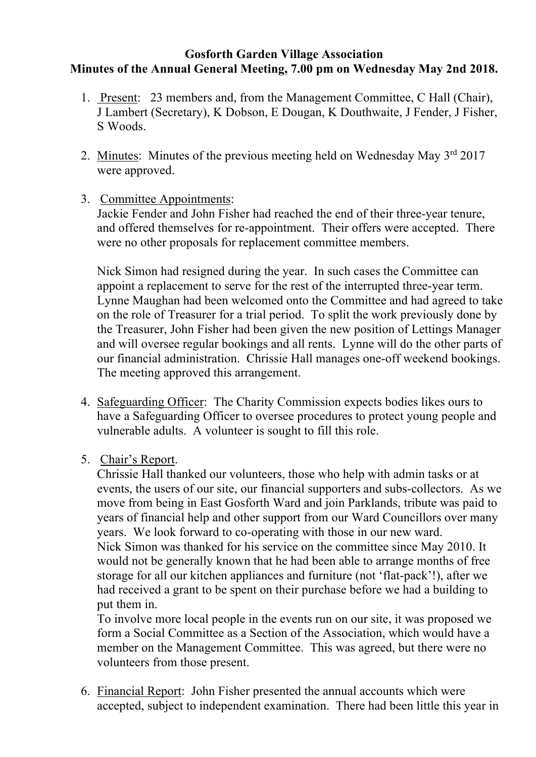**Gosforth Garden Village Association**
**Minutes of the Annual General Meeting, 7.00 pm on Wednesday May 2nd 2018.**

1. Present: 23 members and, from the Management Committee, C Hall (Chair), J Lambert (Secretary), K Dobson, E Dougan, K Douthwaite, J Fender, J Fisher, S Woods.

2. Minutes: Minutes of the previous meeting held on Wednesday May 3rd 2017 were approved.

3. Committee Appointments:
   Jackie Fender and John Fisher had reached the end of their three-year tenure, and offered themselves for re-appointment. Their offers were accepted. There were no other proposals for replacement committee members.

   Nick Simon had resigned during the year. In such cases the Committee can appoint a replacement to serve for the rest of the interrupted three-year term. Lynne Maughan had been welcomed onto the Committee and had agreed to take on the role of Treasurer for a trial period. To split the work previously done by the Treasurer, John Fisher had been given the new position of Lettings Manager and will oversee regular bookings and all rents. Lynne will do the other parts of our financial administration. Chrissie Hall manages one-off weekend bookings. The meeting approved this arrangement.

4. Safeguarding Officer: The Charity Commission expects bodies likes ours to have a Safeguarding Officer to oversee procedures to protect young people and vulnerable adults. A volunteer is sought to fill this role.

5. Chair's Report.
   Chrissie Hall thanked our volunteers, those who help with admin tasks or at events, the users of our site, our financial supporters and subs-collectors. As we move from being in East Gosforth Ward and join Parklands, tribute was paid to years of financial help and other support from our Ward Councillors over many years. We look forward to co-operating with those in our new ward.
   Nick Simon was thanked for his service on the committee since May 2010. It would not be generally known that he had been able to arrange months of free storage for all our kitchen appliances and furniture (not 'flat-pack'!), after we had received a grant to be spent on their purchase before we had a building to put them in.
   To involve more local people in the events run on our site, it was proposed we form a Social Committee as a Section of the Association, which would have a member on the Management Committee. This was agreed, but there were no volunteers from those present.

6. Financial Report: John Fisher presented the annual accounts which were accepted, subject to independent examination. There had been little this year in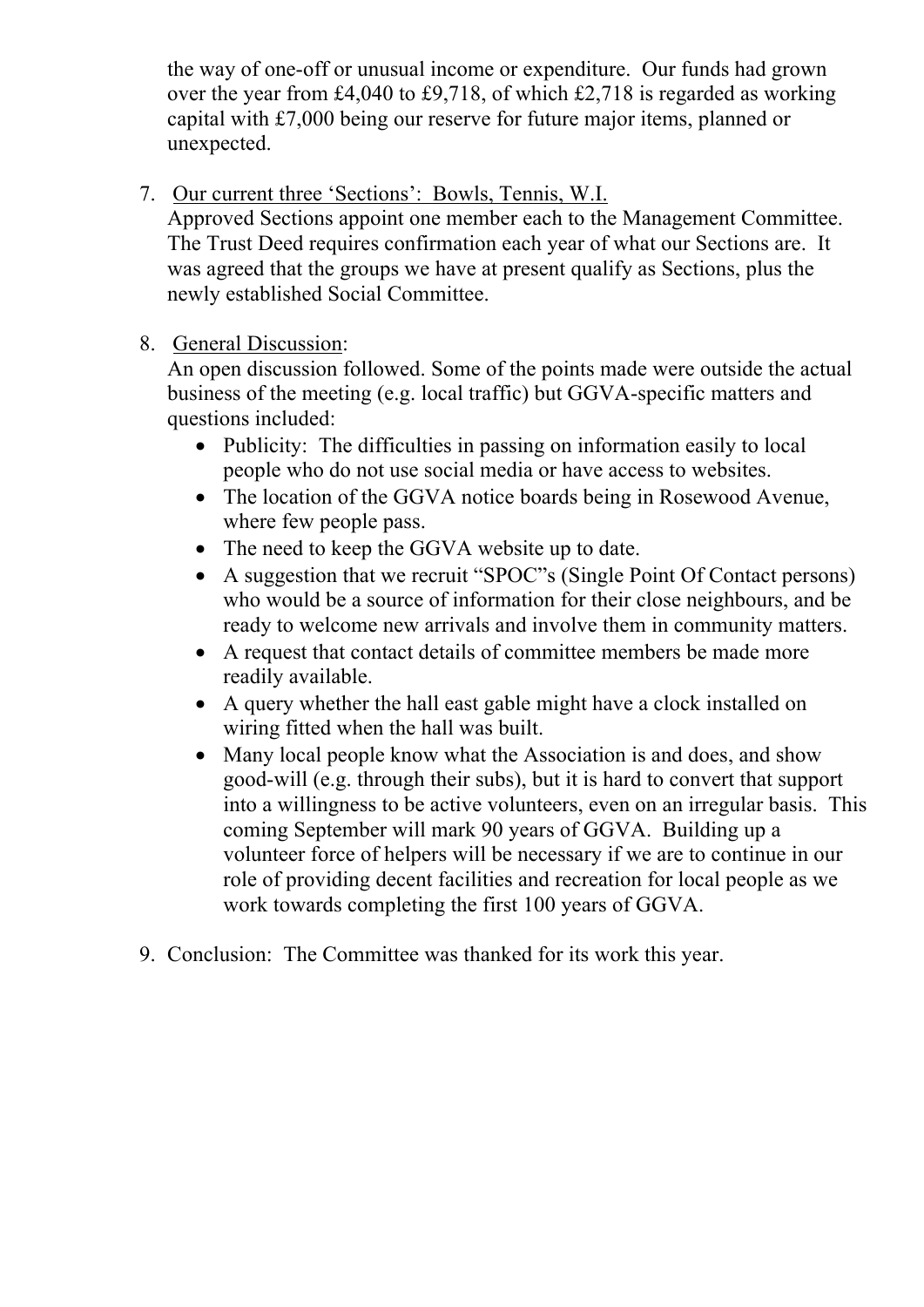the way of one-off or unusual income or expenditure. Our funds had grown over the year from £4,040 to £9,718, of which £2,718 is regarded as working capital with £7,000 being our reserve for future major items, planned or unexpected.

7. Our current three 'Sections': Bowls, Tennis, W.I.
   Approved Sections appoint one member each to the Management Committee. The Trust Deed requires confirmation each year of what our Sections are. It was agreed that the groups we have at present qualify as Sections, plus the newly established Social Committee.

8. General Discussion:
   An open discussion followed. Some of the points made were outside the actual business of the meeting (e.g. local traffic) but GGVA-specific matters and questions included:
   - Publicity: The difficulties in passing on information easily to local people who do not use social media or have access to websites.
   - The location of the GGVA notice boards being in Rosewood Avenue, where few people pass.
   - The need to keep the GGVA website up to date.
   - A suggestion that we recruit "SPOC"s (Single Point Of Contact persons) who would be a source of information for their close neighbours, and be ready to welcome new arrivals and involve them in community matters.
   - A request that contact details of committee members be made more readily available.
   - A query whether the hall east gable might have a clock installed on wiring fitted when the hall was built.
   - Many local people know what the Association is and does, and show good-will (e.g. through their subs), but it is hard to convert that support into a willingness to be active volunteers, even on an irregular basis. This coming September will mark 90 years of GGVA. Building up a volunteer force of helpers will be necessary if we are to continue in our role of providing decent facilities and recreation for local people as we work towards completing the first 100 years of GGVA.

9. Conclusion: The Committee was thanked for its work this year.